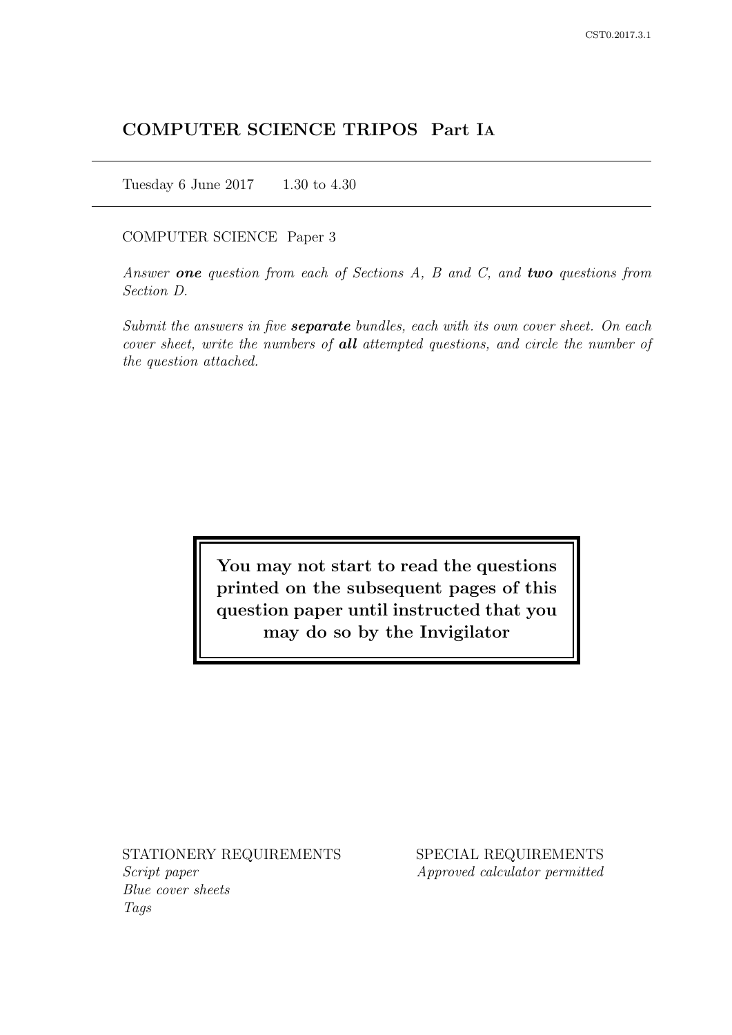# COMPUTER SCIENCE TRIPOS Part IA

Tuesday 6 June 2017    1.30 to 4.30

COMPUTER SCIENCE Paper 3

*Answer **one** question from each of Sections A, B and C, and **two** questions from Section D.*

*Submit the answers in five **separate** bundles, each with its own cover sheet. On each cover sheet, write the numbers of **all** attempted questions, and circle the number of the question attached.*

**You may not start to read the questions printed on the subsequent pages of this question paper until instructed that you may do so by the Invigilator**

STATIONERY REQUIREMENTS
*Script paper*
*Blue cover sheets*
*Tags*

SPECIAL REQUIREMENTS
*Approved calculator permitted*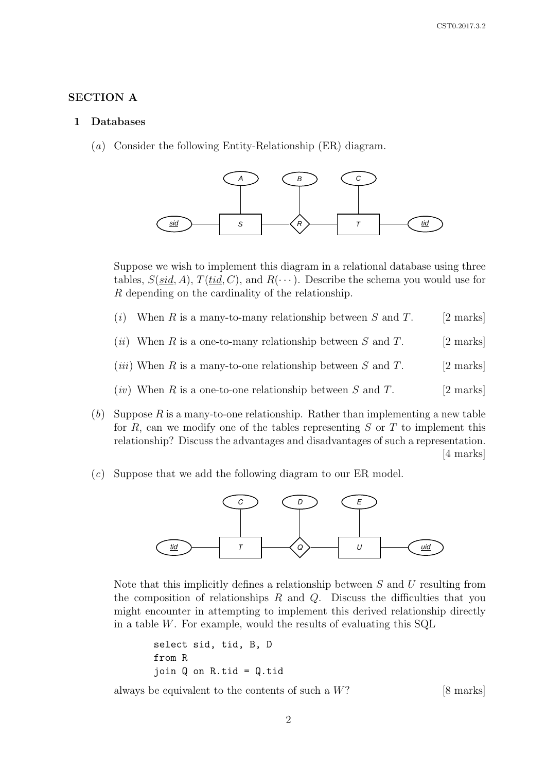## SECTION A

### 1 Databases

(*a*) Consider the following Entity-Relationship (ER) diagram.

Suppose we wish to implement this diagram in a relational database using three tables, $S(\underline{sid}, A)$, $T(\underline{tid}, C)$, and $R(\cdots)$. Describe the schema you would use for $R$ depending on the cardinality of the relationship.

(*i*) When $R$ is a many-to-many relationship between $S$ and $T$. [2 marks]

(*ii*) When $R$ is a one-to-many relationship between $S$ and $T$. [2 marks]

(*iii*) When $R$ is a many-to-one relationship between $S$ and $T$. [2 marks]

(*iv*) When $R$ is a one-to-one relationship between $S$ and $T$. [2 marks]

(*b*) Suppose $R$ is a many-to-one relationship. Rather than implementing a new table for $R$, can we modify one of the tables representing $S$ or $T$ to implement this relationship? Discuss the advantages and disadvantages of such a representation. [4 marks]

(*c*) Suppose that we add the following diagram to our ER model.

Note that this implicitly defines a relationship between $S$ and $U$ resulting from the composition of relationships $R$ and $Q$. Discuss the difficulties that you might encounter in attempting to implement this derived relationship directly in a table $W$. For example, would the results of evaluating this SQL

```
select sid, tid, B, D
from R
join Q on R.tid = Q.tid
```

always be equivalent to the contents of such a $W$? [8 marks]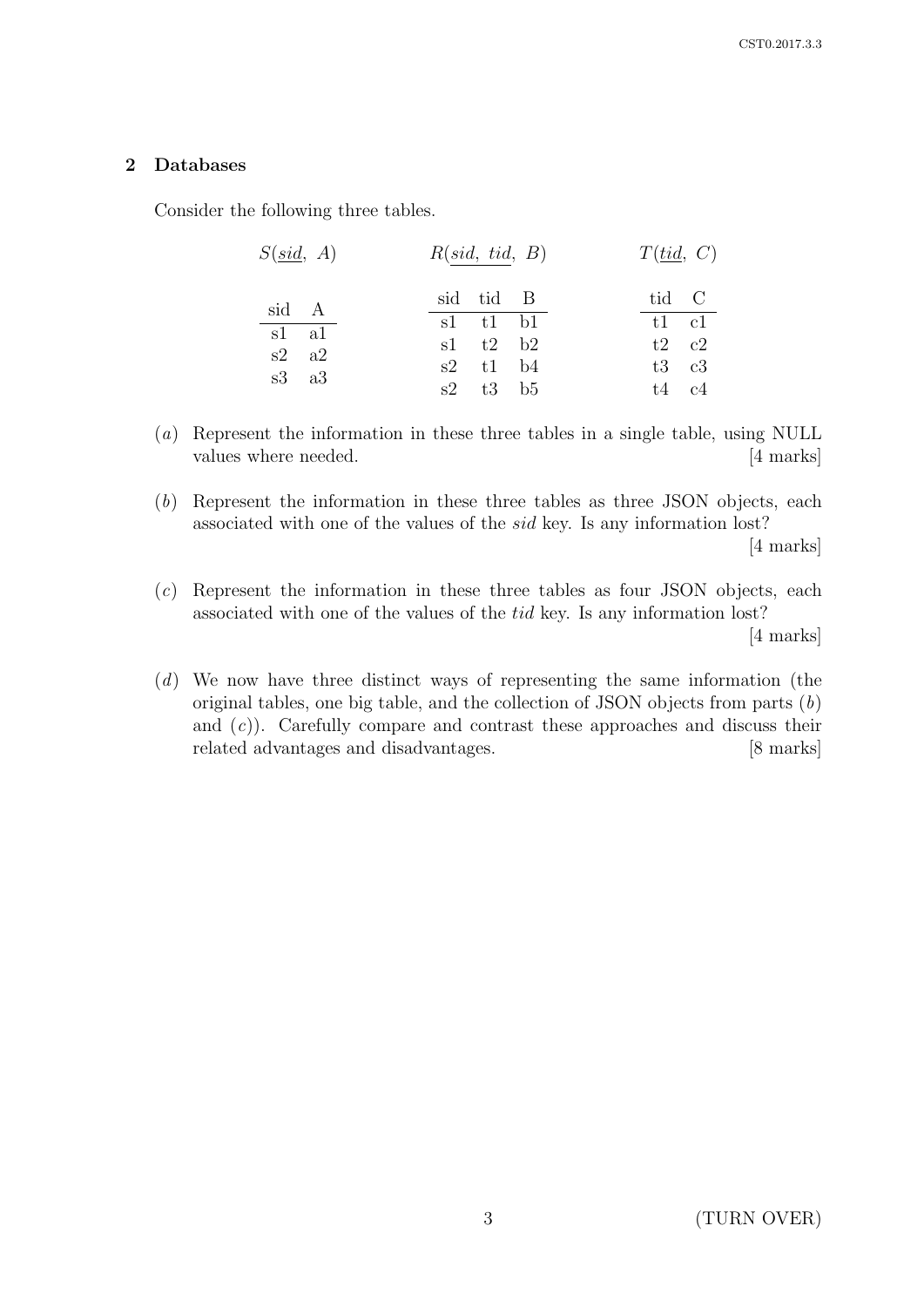## 2 Databases

Consider the following three tables.

$S(\underline{sid},\ A)$

| sid | A |
|---|---|
| s1 | a1 |
| s2 | a2 |
| s3 | a3 |

$R(\underline{sid,\ tid},\ B)$

| sid | tid | B |
|---|---|---|
| s1 | t1 | b1 |
| s1 | t2 | b2 |
| s2 | t1 | b4 |
| s2 | t3 | b5 |

$T(\underline{tid},\ C)$

| tid | C |
|---|---|
| t1 | c1 |
| t2 | c2 |
| t3 | c3 |
| t4 | c4 |

(*a*) Represent the information in these three tables in a single table, using NULL values where needed. [4 marks]

(*b*) Represent the information in these three tables as three JSON objects, each associated with one of the values of the *sid* key. Is any information lost? [4 marks]

(*c*) Represent the information in these three tables as four JSON objects, each associated with one of the values of the *tid* key. Is any information lost? [4 marks]

(*d*) We now have three distinct ways of representing the same information (the original tables, one big table, and the collection of JSON objects from parts (*b*) and (*c*)). Carefully compare and contrast these approaches and discuss their related advantages and disadvantages. [8 marks]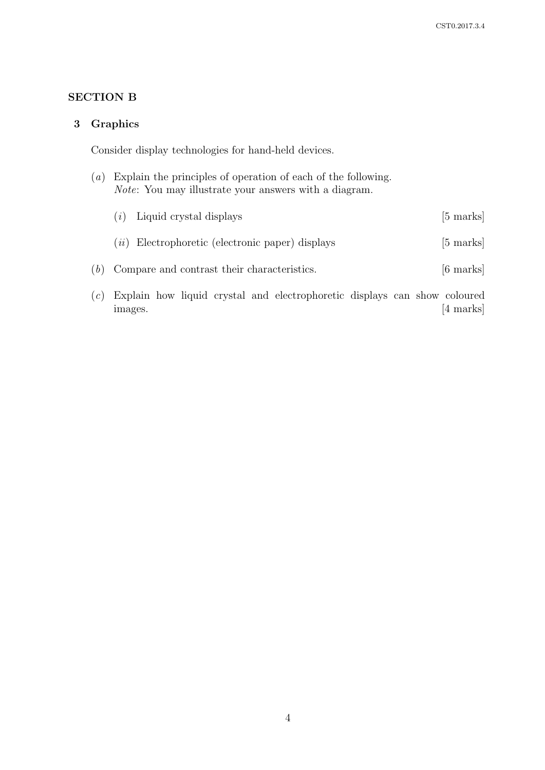## SECTION B

### 3 Graphics

Consider display technologies for hand-held devices.

(*a*) Explain the principles of operation of each of the following.
*Note*: You may illustrate your answers with a diagram.

(*i*) Liquid crystal displays [5 marks]

(*ii*) Electrophoretic (electronic paper) displays [5 marks]

(*b*) Compare and contrast their characteristics. [6 marks]

(*c*) Explain how liquid crystal and electrophoretic displays can show coloured images. [4 marks]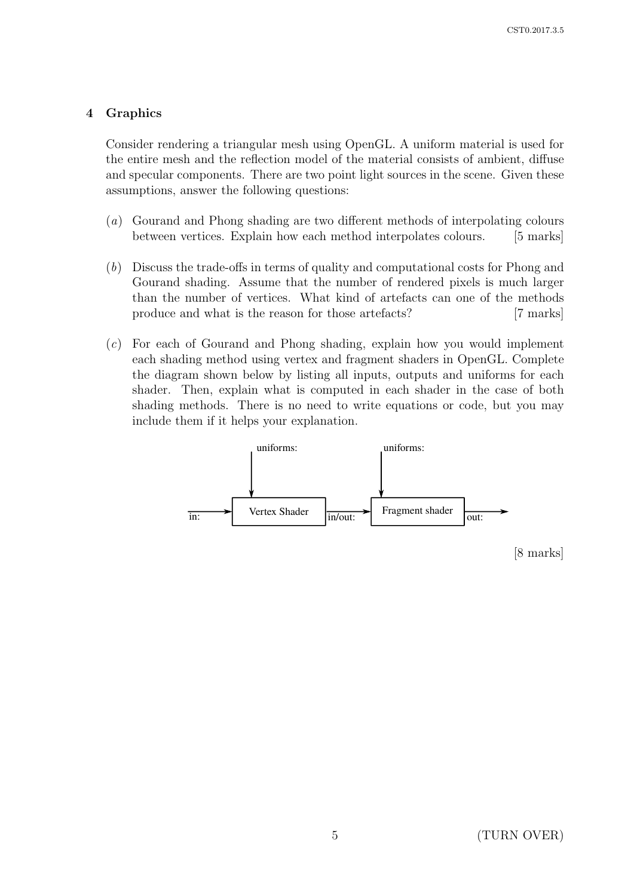## 4 Graphics

Consider rendering a triangular mesh using OpenGL. A uniform material is used for the entire mesh and the reflection model of the material consists of ambient, diffuse and specular components. There are two point light sources in the scene. Given these assumptions, answer the following questions:

(*a*) Gourand and Phong shading are two different methods of interpolating colours between vertices. Explain how each method interpolates colours. [5 marks]

(*b*) Discuss the trade-offs in terms of quality and computational costs for Phong and Gourand shading. Assume that the number of rendered pixels is much larger than the number of vertices. What kind of artefacts can one of the methods produce and what is the reason for those artefacts? [7 marks]

(*c*) For each of Gourand and Phong shading, explain how you would implement each shading method using vertex and fragment shaders in OpenGL. Complete the diagram shown below by listing all inputs, outputs and uniforms for each shader. Then, explain what is computed in each shader in the case of both shading methods. There is no need to write equations or code, but you may include them if it helps your explanation.

```
              uniforms:                  uniforms:
                 |                          |
                 v                          v
in: ---> [ Vertex Shader ] in/out: ---> [ Fragment shader ] out: --->
```

[8 marks]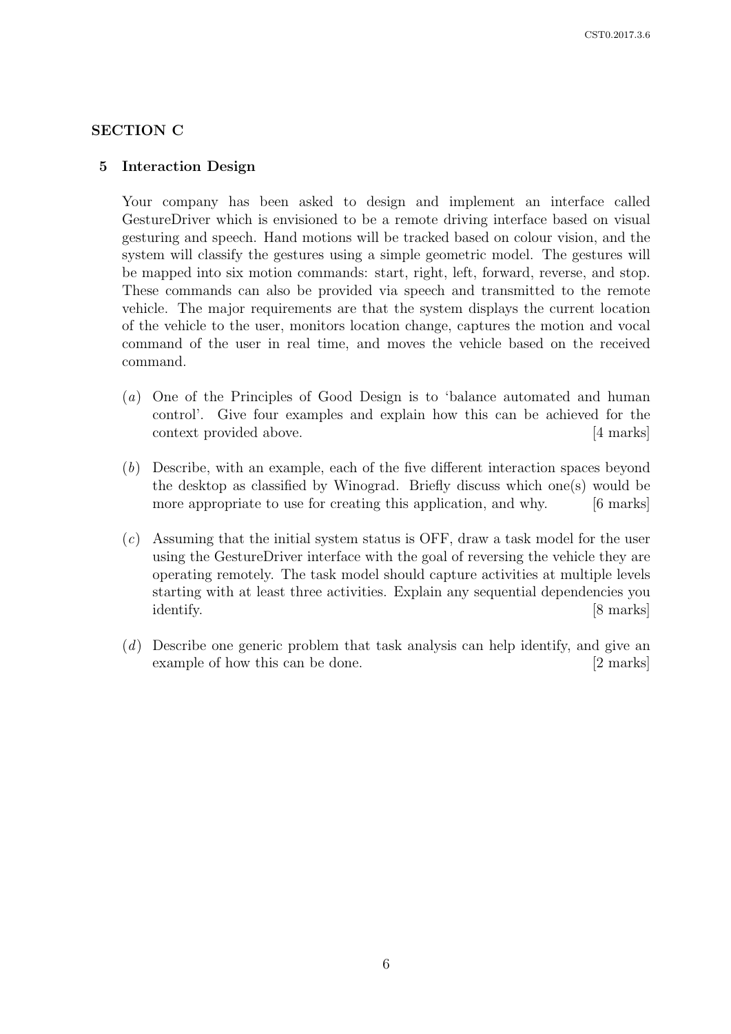## SECTION C

### 5 Interaction Design

Your company has been asked to design and implement an interface called GestureDriver which is envisioned to be a remote driving interface based on visual gesturing and speech. Hand motions will be tracked based on colour vision, and the system will classify the gestures using a simple geometric model. The gestures will be mapped into six motion commands: start, right, left, forward, reverse, and stop. These commands can also be provided via speech and transmitted to the remote vehicle. The major requirements are that the system displays the current location of the vehicle to the user, monitors location change, captures the motion and vocal command of the user in real time, and moves the vehicle based on the received command.

(*a*) One of the Principles of Good Design is to 'balance automated and human control'. Give four examples and explain how this can be achieved for the context provided above. [4 marks]

(*b*) Describe, with an example, each of the five different interaction spaces beyond the desktop as classified by Winograd. Briefly discuss which one(s) would be more appropriate to use for creating this application, and why. [6 marks]

(*c*) Assuming that the initial system status is OFF, draw a task model for the user using the GestureDriver interface with the goal of reversing the vehicle they are operating remotely. The task model should capture activities at multiple levels starting with at least three activities. Explain any sequential dependencies you identify. [8 marks]

(*d*) Describe one generic problem that task analysis can help identify, and give an example of how this can be done. [2 marks]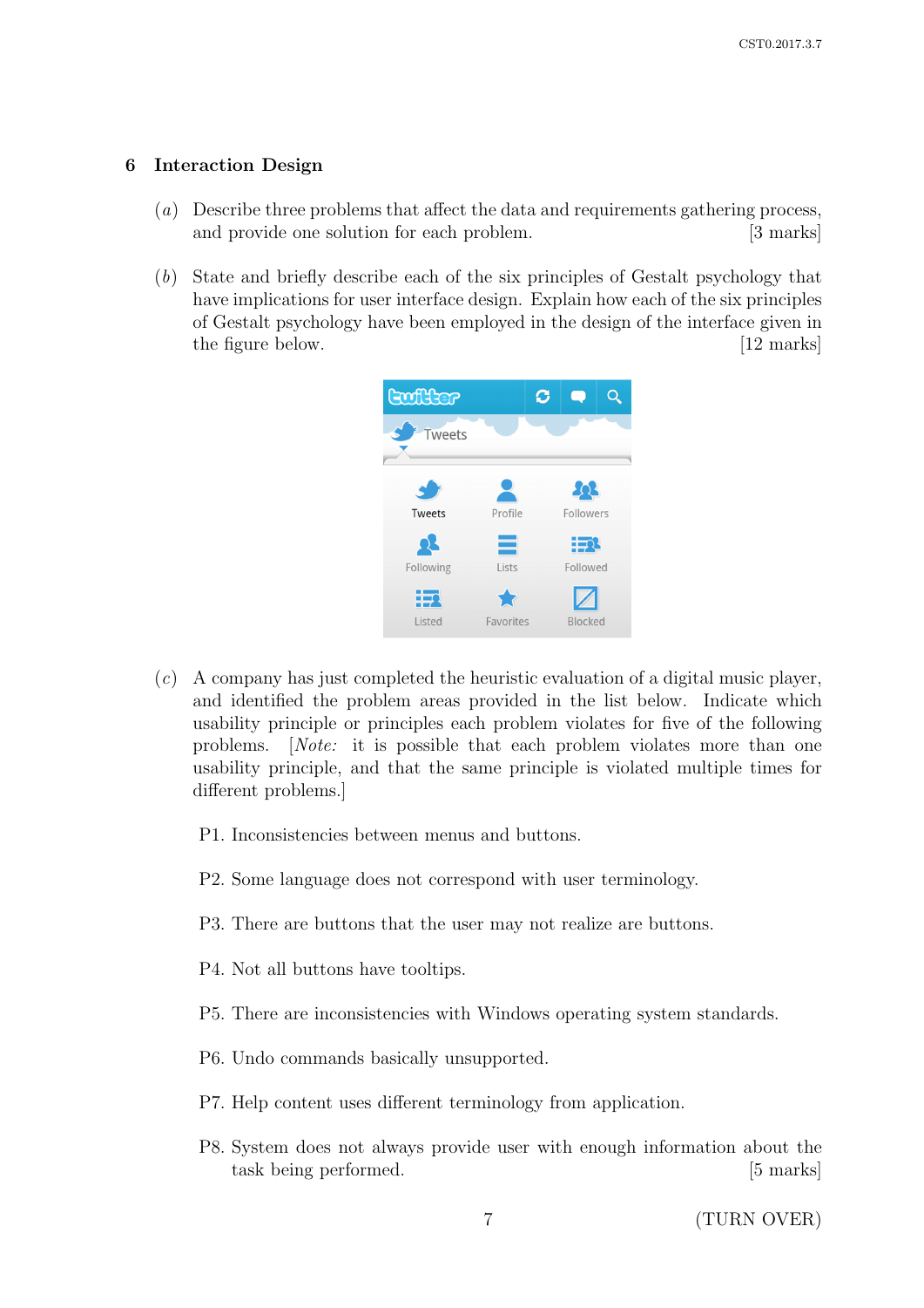## 6 Interaction Design

(*a*) Describe three problems that affect the data and requirements gathering process, and provide one solution for each problem. [3 marks]

(*b*) State and briefly describe each of the six principles of Gestalt psychology that have implications for user interface design. Explain how each of the six principles of Gestalt psychology have been employed in the design of the interface given in the figure below. [12 marks]

(*c*) A company has just completed the heuristic evaluation of a digital music player, and identified the problem areas provided in the list below. Indicate which usability principle or principles each problem violates for five of the following problems. [*Note:* it is possible that each problem violates more than one usability principle, and that the same principle is violated multiple times for different problems.]

P1. Inconsistencies between menus and buttons.

P2. Some language does not correspond with user terminology.

P3. There are buttons that the user may not realize are buttons.

P4. Not all buttons have tooltips.

P5. There are inconsistencies with Windows operating system standards.

P6. Undo commands basically unsupported.

P7. Help content uses different terminology from application.

P8. System does not always provide user with enough information about the task being performed. [5 marks]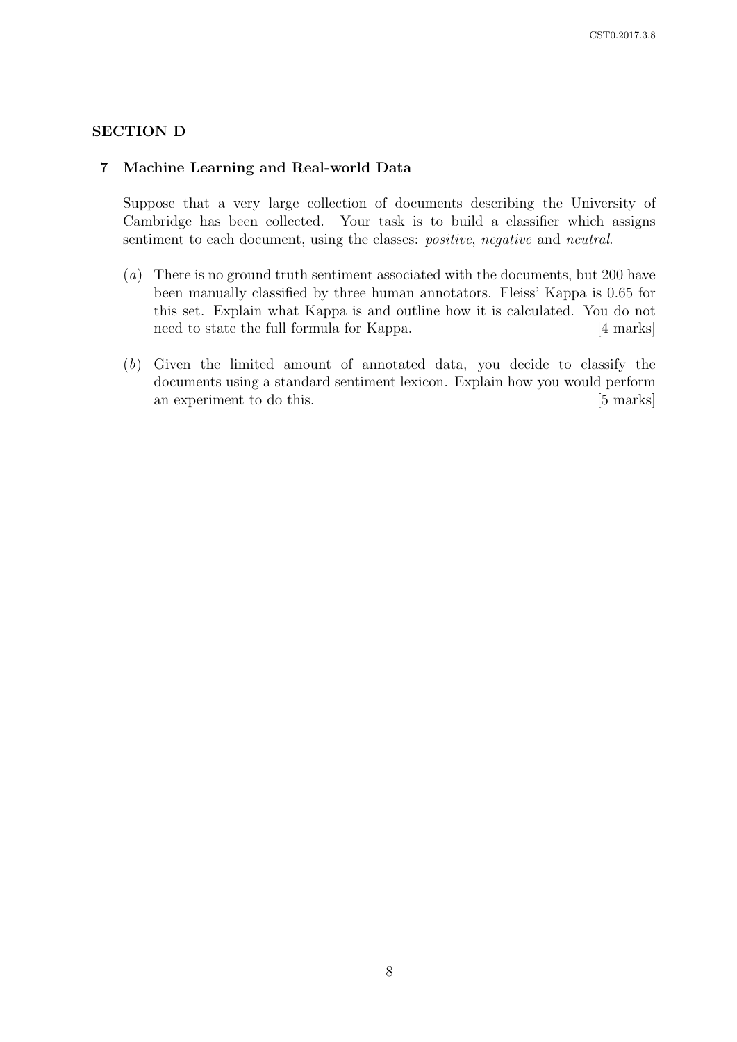## SECTION D

### 7 Machine Learning and Real-world Data

Suppose that a very large collection of documents describing the University of Cambridge has been collected. Your task is to build a classifier which assigns sentiment to each document, using the classes: *positive*, *negative* and *neutral*.

(*a*) There is no ground truth sentiment associated with the documents, but 200 have been manually classified by three human annotators. Fleiss' Kappa is 0.65 for this set. Explain what Kappa is and outline how it is calculated. You do not need to state the full formula for Kappa. [4 marks]

(*b*) Given the limited amount of annotated data, you decide to classify the documents using a standard sentiment lexicon. Explain how you would perform an experiment to do this. [5 marks]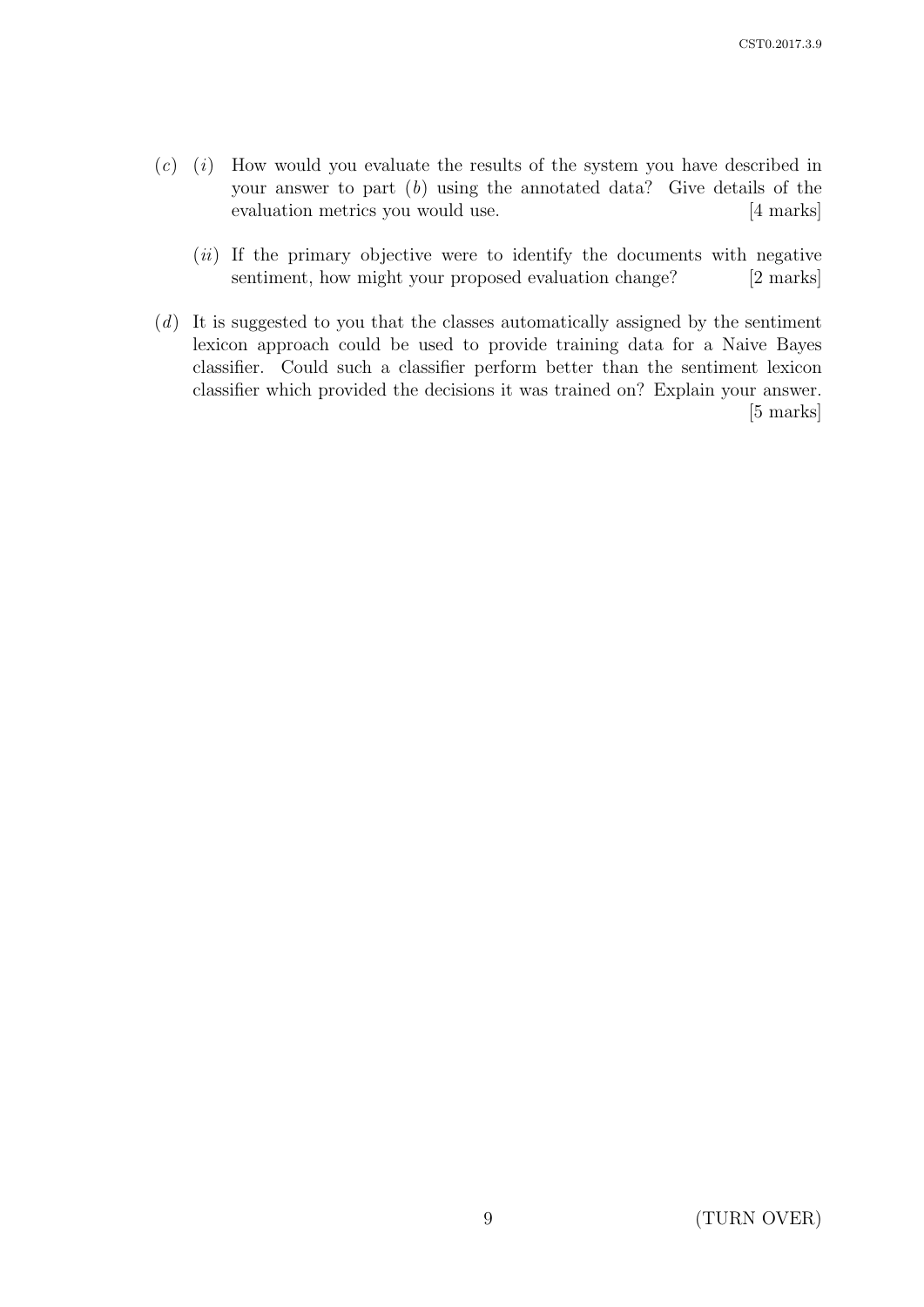(c) (i) How would you evaluate the results of the system you have described in your answer to part (b) using the annotated data? Give details of the evaluation metrics you would use. [4 marks]

(ii) If the primary objective were to identify the documents with negative sentiment, how might your proposed evaluation change? [2 marks]

(d) It is suggested to you that the classes automatically assigned by the sentiment lexicon approach could be used to provide training data for a Naive Bayes classifier. Could such a classifier perform better than the sentiment lexicon classifier which provided the decisions it was trained on? Explain your answer. [5 marks]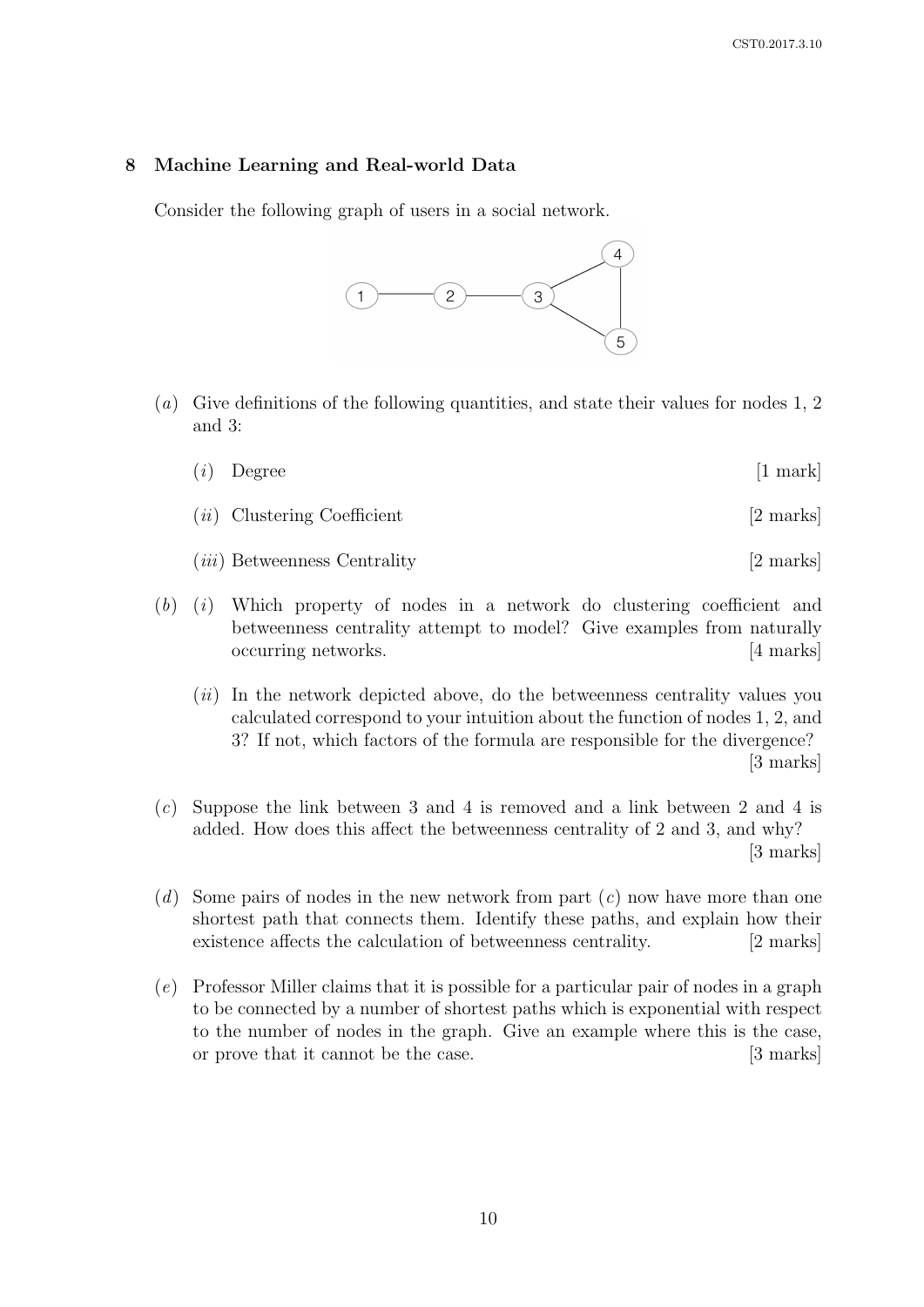## 8 Machine Learning and Real-world Data

Consider the following graph of users in a social network.

(*a*) Give definitions of the following quantities, and state their values for nodes 1, 2 and 3:

(*i*) Degree [1 mark]

(*ii*) Clustering Coefficient [2 marks]

(*iii*) Betweenness Centrality [2 marks]

(*b*) (*i*) Which property of nodes in a network do clustering coefficient and betweenness centrality attempt to model? Give examples from naturally occurring networks. [4 marks]

(*ii*) In the network depicted above, do the betweenness centrality values you calculated correspond to your intuition about the function of nodes 1, 2, and 3? If not, which factors of the formula are responsible for the divergence? [3 marks]

(*c*) Suppose the link between 3 and 4 is removed and a link between 2 and 4 is added. How does this affect the betweenness centrality of 2 and 3, and why? [3 marks]

(*d*) Some pairs of nodes in the new network from part (*c*) now have more than one shortest path that connects them. Identify these paths, and explain how their existence affects the calculation of betweenness centrality. [2 marks]

(*e*) Professor Miller claims that it is possible for a particular pair of nodes in a graph to be connected by a number of shortest paths which is exponential with respect to the number of nodes in the graph. Give an example where this is the case, or prove that it cannot be the case. [3 marks]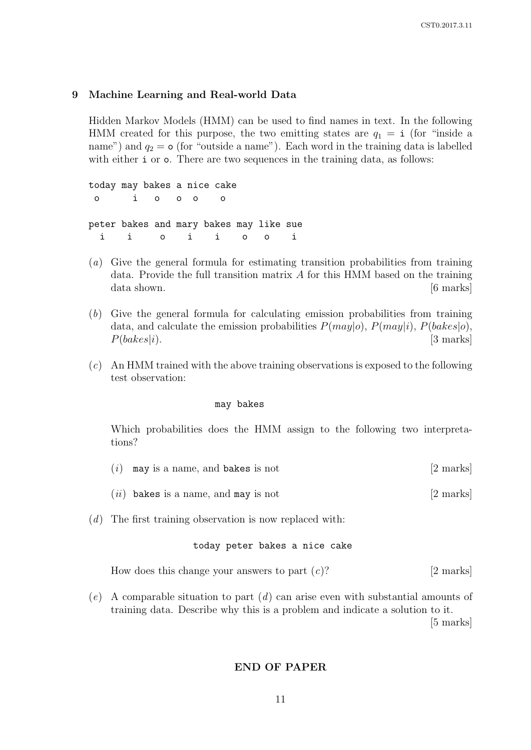## 9 Machine Learning and Real-world Data

Hidden Markov Models (HMM) can be used to find names in text. In the following HMM created for this purpose, the two emitting states are $q_1$ = `i` (for "inside a name") and $q_2$ = `o` (for "outside a name"). Each word in the training data is labelled with either `i` or `o`. There are two sequences in the training data, as follows:

```
today may bakes a nice cake
 o     i    o   o  o    o

peter bakes and mary bakes may like sue
  i     i    o    i    i    o    o   i
```

(*a*) Give the general formula for estimating transition probabilities from training data. Provide the full transition matrix $A$ for this HMM based on the training data shown. [6 marks]

(*b*) Give the general formula for calculating emission probabilities from training data, and calculate the emission probabilities $P(may|o)$, $P(may|i)$, $P(bakes|o)$, $P(bakes|i)$. [3 marks]

(*c*) An HMM trained with the above training observations is exposed to the following test observation:

`may bakes`

Which probabilities does the HMM assign to the following two interpretations?

(*i*) `may` is a name, and `bakes` is not [2 marks]

(*ii*) `bakes` is a name, and `may` is not [2 marks]

(*d*) The first training observation is now replaced with:

`today peter bakes a nice cake`

How does this change your answers to part (*c*)? [2 marks]

(*e*) A comparable situation to part (*d*) can arise even with substantial amounts of training data. Describe why this is a problem and indicate a solution to it. [5 marks]

**END OF PAPER**